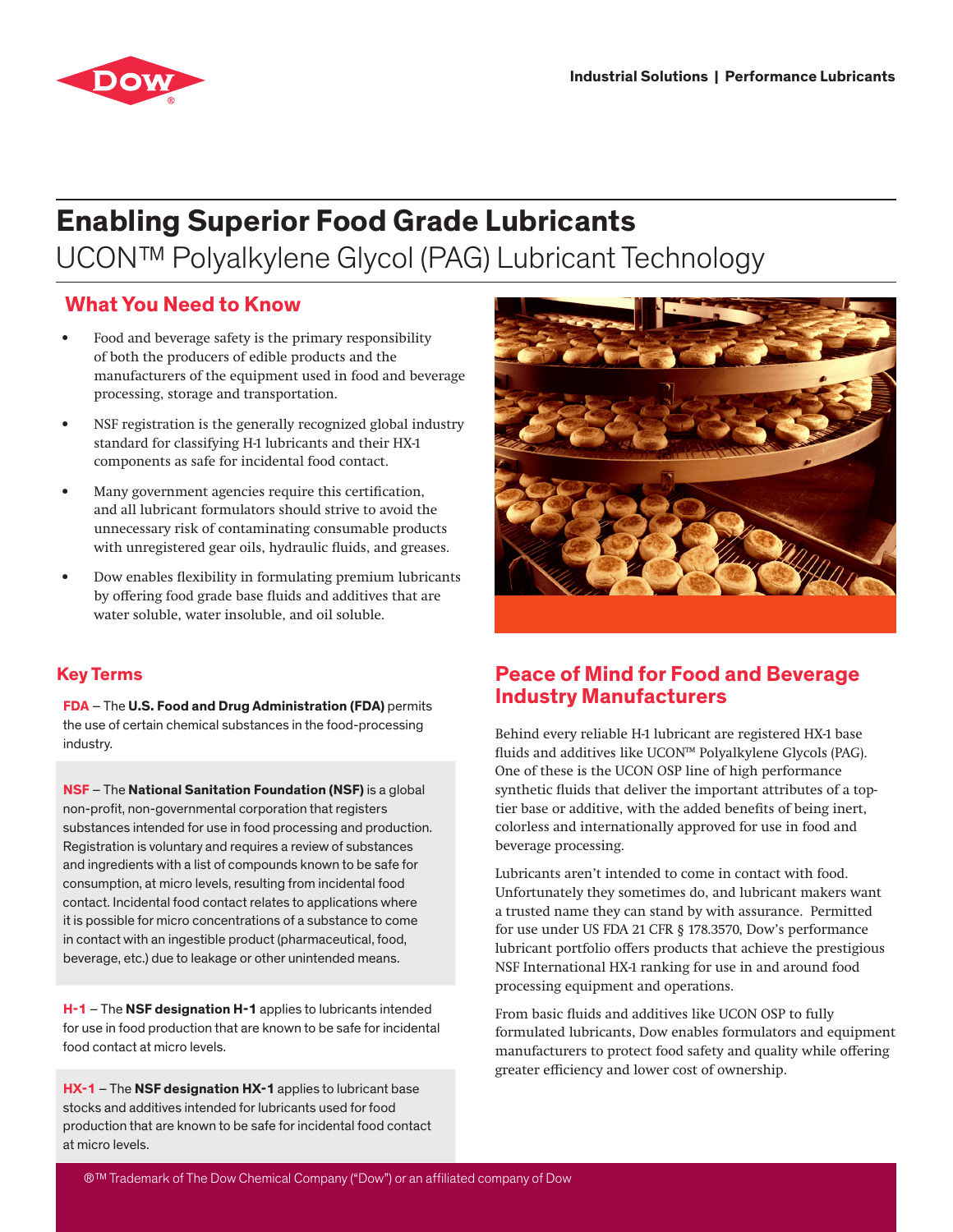# Enabling Superior Food Grade Lubricants

UCON™ Polyalkylene Glycol (PAG) Lubricant Technology

## What You Need to Know

- Food and beverage safety is the primary responsibility of both the producers of edible products and the manufacturers of the equipment used in food and beverage processing, storage and transportation.
- NSF registration is the generally recognized global industry standard for classifying H-1 lubricants and their HX-1 components as safe for incidental food contact.
- Many government agencies require this certification, and all lubricant formulators should strive to avoid the unnecessary risk of contaminating consumable products with unregistered gear oils, hydraulic fluids, and greases.
- Dow enables flexibility in formulating premium lubricants by offering food grade base fluids and additives that are water soluble, water insoluble, and oil soluble.

## Key Terms

**FDA** – The **U.S. Food and Drug Administration (FDA)** permits the use of certain chemical substances in the food-processing industry.

**NSF** – The **National Sanitation Foundation (NSF)** is a global non-profit, non-governmental corporation that registers substances intended for use in food processing and production. Registration is voluntary and requires a review of substances and ingredients with a list of compounds known to be safe for consumption, at micro levels, resulting from incidental food contact. Incidental food contact relates to applications where it is possible for micro concentrations of a substance to come in contact with an ingestible product (pharmaceutical, food, beverage, etc.) due to leakage or other unintended means.

**H-1** – The **NSF designation H-1** applies to lubricants intended for use in food production that are known to be safe for incidental food contact at micro levels.

**HX-1** – The **NSF designation HX-1** applies to lubricant base stocks and additives intended for lubricants used for food production that are known to be safe for incidental food contact at micro levels.

## Peace of Mind for Food and Beverage Industry Manufacturers

Behind every reliable H-1 lubricant are registered HX-1 base fluids and additives like UCON™ Polyalkylene Glycols (PAG). One of these is the UCON OSP line of high performance synthetic fluids that deliver the important attributes of a top-tier base or additive, with the added benefits of being inert, colorless and internationally approved for use in food and beverage processing.

Lubricants aren't intended to come in contact with food. Unfortunately they sometimes do, and lubricant makers want a trusted name they can stand by with assurance. Permitted for use under US FDA 21 CFR § 178.3570, Dow's performance lubricant portfolio offers products that achieve the prestigious NSF International HX-1 ranking for use in and around food processing equipment and operations.

From basic fluids and additives like UCON OSP to fully formulated lubricants, Dow enables formulators and equipment manufacturers to protect food safety and quality while offering greater efficiency and lower cost of ownership.

®™ Trademark of The Dow Chemical Company ("Dow") or an affiliated company of Dow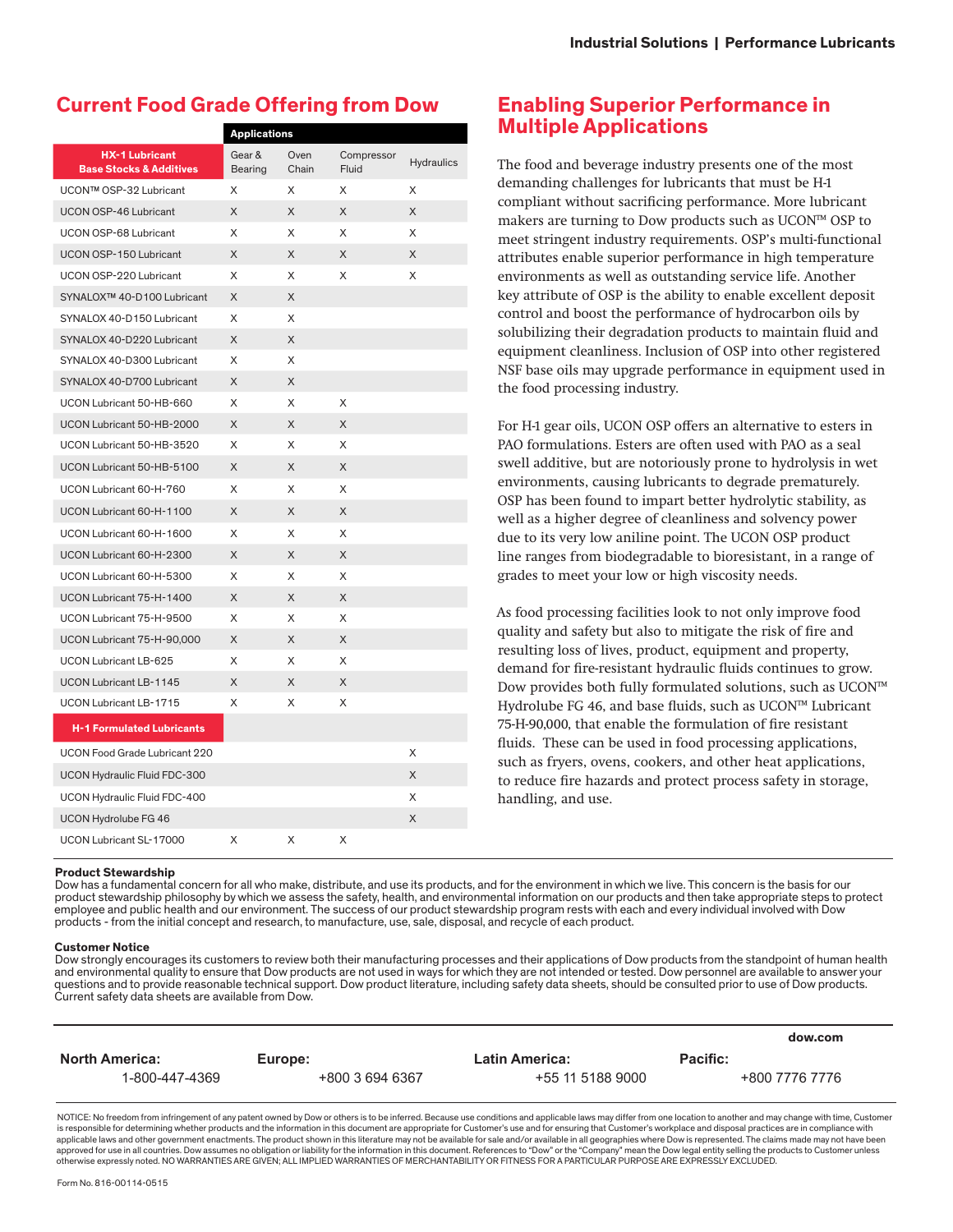## Current Food Grade Offering from Dow

| | Applications | | | |
|---|---|---|---|---|
| **HX-1 Lubricant Base Stocks & Additives** | Gear & Bearing | Oven Chain | Compressor Fluid | Hydraulics |
| UCON™ OSP-32 Lubricant | X | X | X | X |
| UCON OSP-46 Lubricant | X | X | X | X |
| UCON OSP-68 Lubricant | X | X | X | X |
| UCON OSP-150 Lubricant | X | X | X | X |
| UCON OSP-220 Lubricant | X | X | X | X |
| SYNALOX™ 40-D100 Lubricant | X | X | | |
| SYNALOX 40-D150 Lubricant | X | X | | |
| SYNALOX 40-D220 Lubricant | X | X | | |
| SYNALOX 40-D300 Lubricant | X | X | | |
| SYNALOX 40-D700 Lubricant | X | X | | |
| UCON Lubricant 50-HB-660 | X | X | X | |
| UCON Lubricant 50-HB-2000 | X | X | X | |
| UCON Lubricant 50-HB-3520 | X | X | X | |
| UCON Lubricant 50-HB-5100 | X | X | X | |
| UCON Lubricant 60-H-760 | X | X | X | |
| UCON Lubricant 60-H-1100 | X | X | X | |
| UCON Lubricant 60-H-1600 | X | X | X | |
| UCON Lubricant 60-H-2300 | X | X | X | |
| UCON Lubricant 60-H-5300 | X | X | X | |
| UCON Lubricant 75-H-1400 | X | X | X | |
| UCON Lubricant 75-H-9500 | X | X | X | |
| UCON Lubricant 75-H-90,000 | X | X | X | |
| UCON Lubricant LB-625 | X | X | X | |
| UCON Lubricant LB-1145 | X | X | X | |
| UCON Lubricant LB-1715 | X | X | X | |
| **H-1 Formulated Lubricants** | | | | |
| UCON Food Grade Lubricant 220 | | | | X |
| UCON Hydraulic Fluid FDC-300 | | | | X |
| UCON Hydraulic Fluid FDC-400 | | | | X |
| UCON Hydrolube FG 46 | | | | X |
| UCON Lubricant SL-17000 | X | X | X | |

## Enabling Superior Performance in Multiple Applications

The food and beverage industry presents one of the most demanding challenges for lubricants that must be H-1 compliant without sacrificing performance. More lubricant makers are turning to Dow products such as UCON™ OSP to meet stringent industry requirements. OSP's multi-functional attributes enable superior performance in high temperature environments as well as outstanding service life. Another key attribute of OSP is the ability to enable excellent deposit control and boost the performance of hydrocarbon oils by solubilizing their degradation products to maintain fluid and equipment cleanliness. Inclusion of OSP into other registered NSF base oils may upgrade performance in equipment used in the food processing industry.

For H-1 gear oils, UCON OSP offers an alternative to esters in PAO formulations. Esters are often used with PAO as a seal swell additive, but are notoriously prone to hydrolysis in wet environments, causing lubricants to degrade prematurely. OSP has been found to impart better hydrolytic stability, as well as a higher degree of cleanliness and solvency power due to its very low aniline point. The UCON OSP product line ranges from biodegradable to bioresistant, in a range of grades to meet your low or high viscosity needs.

As food processing facilities look to not only improve food quality and safety but also to mitigate the risk of fire and resulting loss of lives, product, equipment and property, demand for fire-resistant hydraulic fluids continues to grow. Dow provides both fully formulated solutions, such as UCON™ Hydrolube FG 46, and base fluids, such as UCON™ Lubricant 75-H-90,000, that enable the formulation of fire resistant fluids. These can be used in food processing applications, such as fryers, ovens, cookers, and other heat applications, to reduce fire hazards and protect process safety in storage, handling, and use.

**Product Stewardship**
Dow has a fundamental concern for all who make, distribute, and use its products, and for the environment in which we live. This concern is the basis for our product stewardship philosophy by which we assess the safety, health, and environmental information on our products and then take appropriate steps to protect employee and public health and our environment. The success of our product stewardship program rests with each and every individual involved with Dow products - from the initial concept and research, to manufacture, use, sale, disposal, and recycle of each product.

**Customer Notice**
Dow strongly encourages its customers to review both their manufacturing processes and their applications of Dow products from the standpoint of human health and environmental quality to ensure that Dow products are not used in ways for which they are not intended or tested. Dow personnel are available to answer your questions and to provide reasonable technical support. Dow product literature, including safety data sheets, should be consulted prior to use of Dow products. Current safety data sheets are available from Dow.

dow.com

**North America:** 1-800-447-4369
**Europe:** +800 3 694 6367
**Latin America:** +55 11 5188 9000
**Pacific:** +800 7776 7776

NOTICE: No freedom from infringement of any patent owned by Dow or others is to be inferred. Because use conditions and applicable laws may differ from one location to another and may change with time, Customer is responsible for determining whether products and the information in this document are appropriate for Customer's use and for ensuring that Customer's workplace and disposal practices are in compliance with applicable laws and other government enactments. The product shown in this literature may not be available for sale and/or available in all geographies where Dow is represented. The claims made may not have been approved for use in all countries. Dow assumes no obligation or liability for the information in this document. References to "Dow" or the "Company" mean the Dow legal entity selling the products to Customer unless otherwise expressly noted. NO WARRANTIES ARE GIVEN; ALL IMPLIED WARRANTIES OF MERCHANTABILITY OR FITNESS FOR A PARTICULAR PURPOSE ARE EXPRESSLY EXCLUDED.

Form No. 816-00114-0515